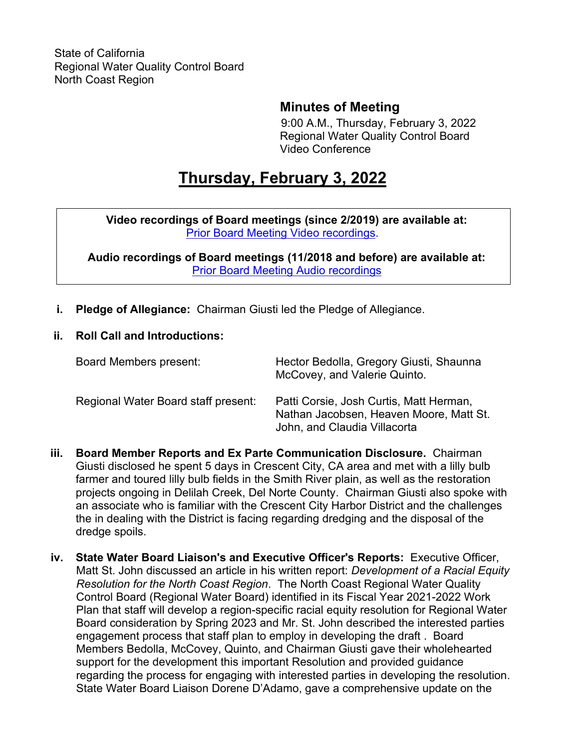State of California
Regional Water Quality Control Board
North Coast Region

## Minutes of Meeting

9:00 A.M., Thursday, February 3, 2022
Regional Water Quality Control Board
Video Conference

# Thursday, February 3, 2022

> **Video recordings of Board meetings (since 2/2019) are available at:**
> Prior Board Meeting Video recordings.
>
> **Audio recordings of Board meetings (11/2018 and before) are available at:**
> Prior Board Meeting Audio recordings

**i. Pledge of Allegiance:** Chairman Giusti led the Pledge of Allegiance.

**ii. Roll Call and Introductions:**

| | |
|---|---|
| Board Members present: | Hector Bedolla, Gregory Giusti, Shaunna McCovey, and Valerie Quinto. |
| Regional Water Board staff present: | Patti Corsie, Josh Curtis, Matt Herman, Nathan Jacobsen, Heaven Moore, Matt St. John, and Claudia Villacorta |

**iii. Board Member Reports and Ex Parte Communication Disclosure.** Chairman Giusti disclosed he spent 5 days in Crescent City, CA area and met with a lilly bulb farmer and toured lilly bulb fields in the Smith River plain, as well as the restoration projects ongoing in Delilah Creek, Del Norte County. Chairman Giusti also spoke with an associate who is familiar with the Crescent City Harbor District and the challenges the in dealing with the District is facing regarding dredging and the disposal of the dredge spoils.

**iv. State Water Board Liaison's and Executive Officer's Reports:** Executive Officer, Matt St. John discussed an article in his written report: *Development of a Racial Equity Resolution for the North Coast Region*. The North Coast Regional Water Quality Control Board (Regional Water Board) identified in its Fiscal Year 2021-2022 Work Plan that staff will develop a region-specific racial equity resolution for Regional Water Board consideration by Spring 2023 and Mr. St. John described the interested parties engagement process that staff plan to employ in developing the draft . Board Members Bedolla, McCovey, Quinto, and Chairman Giusti gave their wholehearted support for the development this important Resolution and provided guidance regarding the process for engaging with interested parties in developing the resolution. State Water Board Liaison Dorene D'Adamo, gave a comprehensive update on the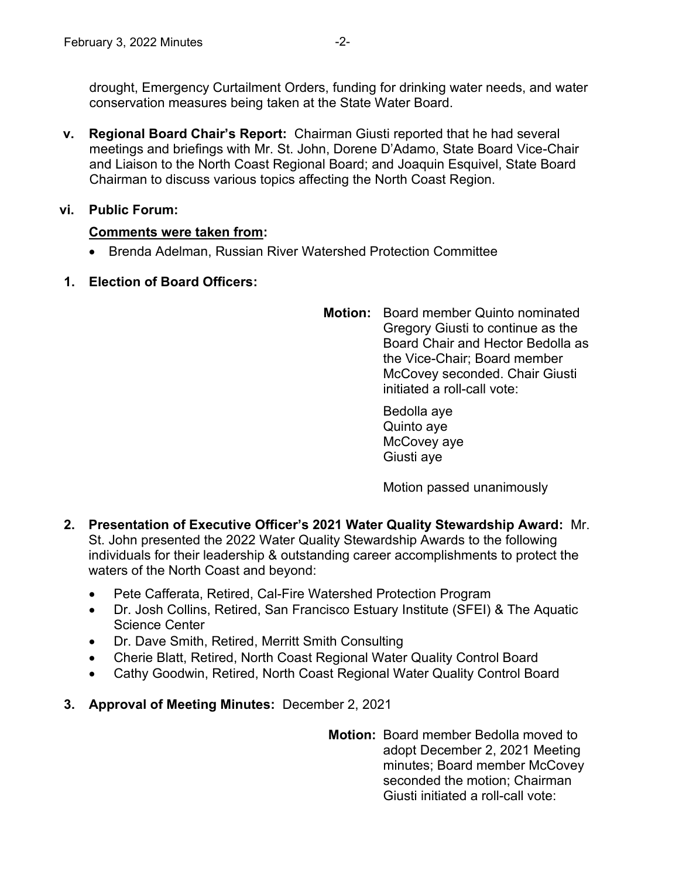drought, Emergency Curtailment Orders, funding for drinking water needs, and water conservation measures being taken at the State Water Board.

**v. Regional Board Chair's Report:** Chairman Giusti reported that he had several meetings and briefings with Mr. St. John, Dorene D'Adamo, State Board Vice-Chair and Liaison to the North Coast Regional Board; and Joaquin Esquivel, State Board Chairman to discuss various topics affecting the North Coast Region.

**vi. Public Forum:**

**Comments were taken from:**

- Brenda Adelman, Russian River Watershed Protection Committee

**1. Election of Board Officers:**

**Motion:** Board member Quinto nominated Gregory Giusti to continue as the Board Chair and Hector Bedolla as the Vice-Chair; Board member McCovey seconded. Chair Giusti initiated a roll-call vote:

Bedolla aye
Quinto aye
McCovey aye
Giusti aye

Motion passed unanimously

**2. Presentation of Executive Officer's 2021 Water Quality Stewardship Award:** Mr. St. John presented the 2022 Water Quality Stewardship Awards to the following individuals for their leadership & outstanding career accomplishments to protect the waters of the North Coast and beyond:

- Pete Cafferata, Retired, Cal-Fire Watershed Protection Program
- Dr. Josh Collins, Retired, San Francisco Estuary Institute (SFEI) & The Aquatic Science Center
- Dr. Dave Smith, Retired, Merritt Smith Consulting
- Cherie Blatt, Retired, North Coast Regional Water Quality Control Board
- Cathy Goodwin, Retired, North Coast Regional Water Quality Control Board

**3. Approval of Meeting Minutes:** December 2, 2021

**Motion:** Board member Bedolla moved to adopt December 2, 2021 Meeting minutes; Board member McCovey seconded the motion; Chairman Giusti initiated a roll-call vote: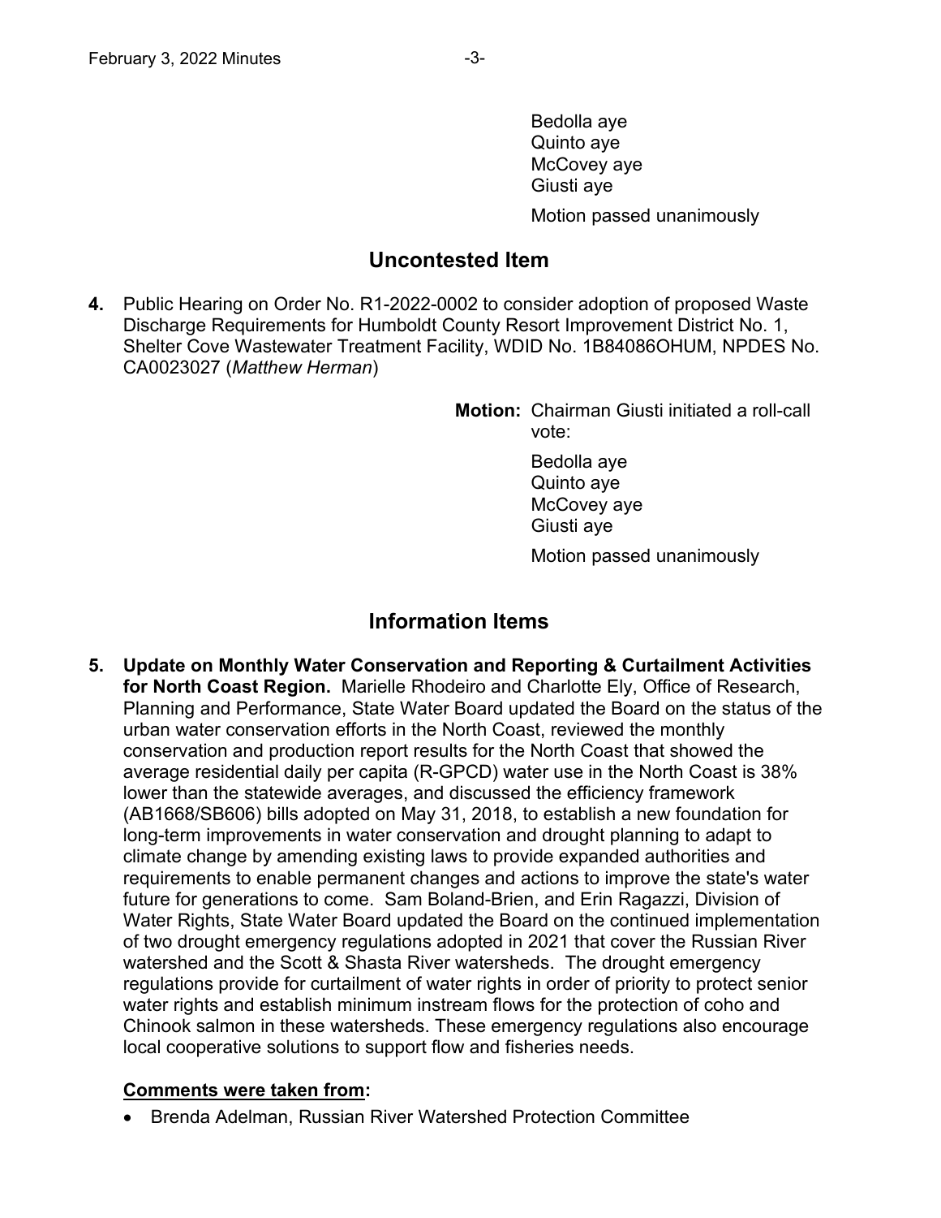Bedolla aye
Quinto aye
McCovey aye
Giusti aye

Motion passed unanimously

## Uncontested Item

**4.** Public Hearing on Order No. R1-2022-0002 to consider adoption of proposed Waste Discharge Requirements for Humboldt County Resort Improvement District No. 1, Shelter Cove Wastewater Treatment Facility, WDID No. 1B84086OHUM, NPDES No. CA0023027 (*Matthew Herman*)

**Motion:** Chairman Giusti initiated a roll-call vote:

Bedolla aye
Quinto aye
McCovey aye
Giusti aye

Motion passed unanimously

## Information Items

**5. Update on Monthly Water Conservation and Reporting & Curtailment Activities for North Coast Region.** Marielle Rhodeiro and Charlotte Ely, Office of Research, Planning and Performance, State Water Board updated the Board on the status of the urban water conservation efforts in the North Coast, reviewed the monthly conservation and production report results for the North Coast that showed the average residential daily per capita (R-GPCD) water use in the North Coast is 38% lower than the statewide averages, and discussed the efficiency framework (AB1668/SB606) bills adopted on May 31, 2018, to establish a new foundation for long-term improvements in water conservation and drought planning to adapt to climate change by amending existing laws to provide expanded authorities and requirements to enable permanent changes and actions to improve the state's water future for generations to come. Sam Boland-Brien, and Erin Ragazzi, Division of Water Rights, State Water Board updated the Board on the continued implementation of two drought emergency regulations adopted in 2021 that cover the Russian River watershed and the Scott & Shasta River watersheds. The drought emergency regulations provide for curtailment of water rights in order of priority to protect senior water rights and establish minimum instream flows for the protection of coho and Chinook salmon in these watersheds. These emergency regulations also encourage local cooperative solutions to support flow and fisheries needs.

**Comments were taken from:**

- Brenda Adelman, Russian River Watershed Protection Committee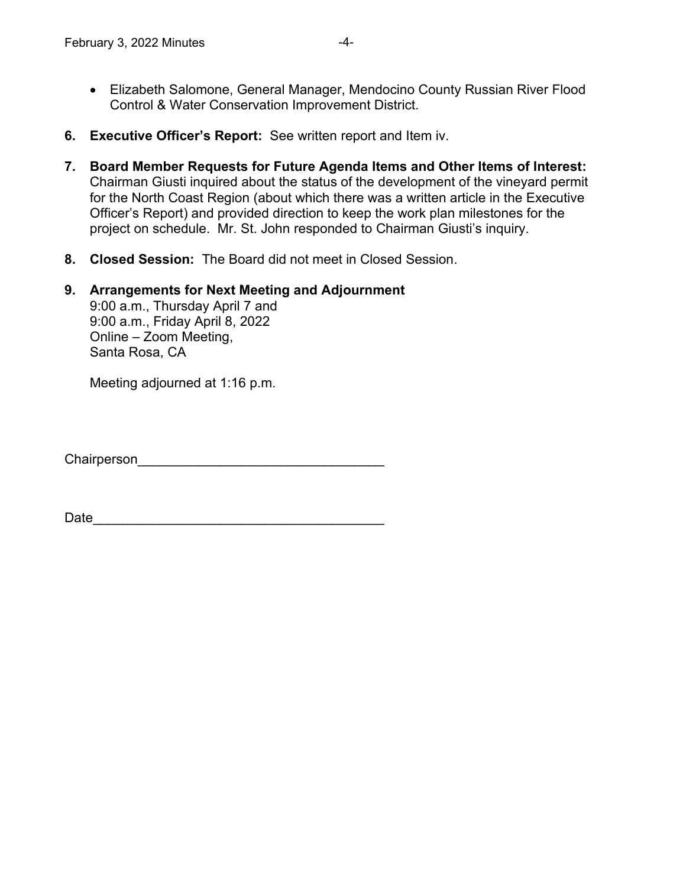- Elizabeth Salomone, General Manager, Mendocino County Russian River Flood Control & Water Conservation Improvement District.

**6. Executive Officer's Report:** See written report and Item iv.

**7. Board Member Requests for Future Agenda Items and Other Items of Interest:** Chairman Giusti inquired about the status of the development of the vineyard permit for the North Coast Region (about which there was a written article in the Executive Officer's Report) and provided direction to keep the work plan milestones for the project on schedule. Mr. St. John responded to Chairman Giusti's inquiry.

**8. Closed Session:** The Board did not meet in Closed Session.

**9. Arrangements for Next Meeting and Adjournment**

9:00 a.m., Thursday April 7 and
9:00 a.m., Friday April 8, 2022
Online – Zoom Meeting,
Santa Rosa, CA

Meeting adjourned at 1:16 p.m.

Chairperson________________________________

Date______________________________________